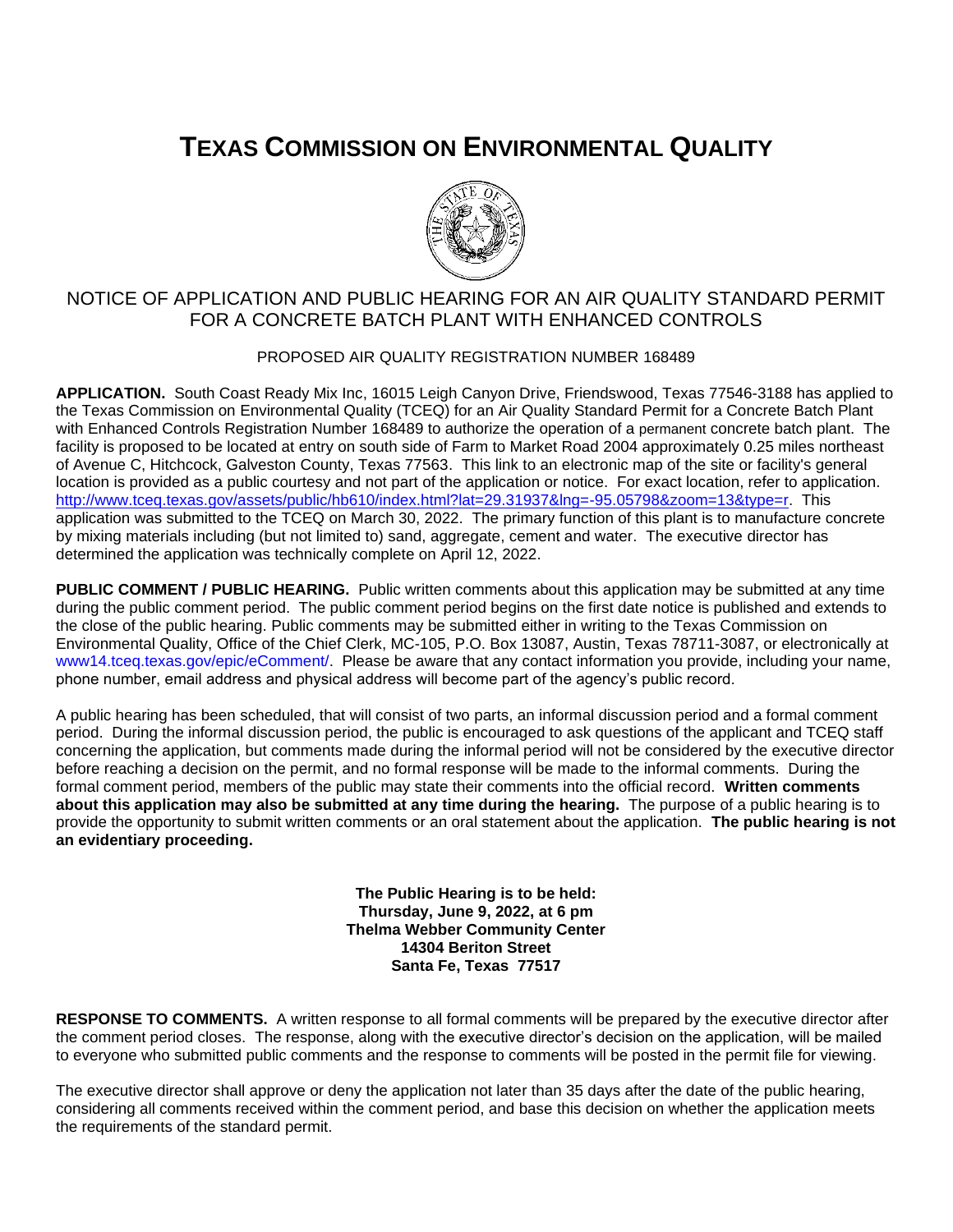# TEXAS COMMISSION ON ENVIRONMENTAL QUALITY

## NOTICE OF APPLICATION AND PUBLIC HEARING FOR AN AIR QUALITY STANDARD PERMIT FOR A CONCRETE BATCH PLANT WITH ENHANCED CONTROLS

PROPOSED AIR QUALITY REGISTRATION NUMBER 168489

**APPLICATION.** South Coast Ready Mix Inc, 16015 Leigh Canyon Drive, Friendswood, Texas 77546-3188 has applied to the Texas Commission on Environmental Quality (TCEQ) for an Air Quality Standard Permit for a Concrete Batch Plant with Enhanced Controls Registration Number 168489 to authorize the operation of a permanent concrete batch plant. The facility is proposed to be located at entry on south side of Farm to Market Road 2004 approximately 0.25 miles northeast of Avenue C, Hitchcock, Galveston County, Texas 77563. This link to an electronic map of the site or facility's general location is provided as a public courtesy and not part of the application or notice. For exact location, refer to application. http://www.tceq.texas.gov/assets/public/hb610/index.html?lat=29.31937&lng=-95.05798&zoom=13&type=r. This application was submitted to the TCEQ on March 30, 2022. The primary function of this plant is to manufacture concrete by mixing materials including (but not limited to) sand, aggregate, cement and water. The executive director has determined the application was technically complete on April 12, 2022.

**PUBLIC COMMENT / PUBLIC HEARING.** Public written comments about this application may be submitted at any time during the public comment period. The public comment period begins on the first date notice is published and extends to the close of the public hearing. Public comments may be submitted either in writing to the Texas Commission on Environmental Quality, Office of the Chief Clerk, MC-105, P.O. Box 13087, Austin, Texas 78711-3087, or electronically at www14.tceq.texas.gov/epic/eComment/. Please be aware that any contact information you provide, including your name, phone number, email address and physical address will become part of the agency's public record.

A public hearing has been scheduled, that will consist of two parts, an informal discussion period and a formal comment period. During the informal discussion period, the public is encouraged to ask questions of the applicant and TCEQ staff concerning the application, but comments made during the informal period will not be considered by the executive director before reaching a decision on the permit, and no formal response will be made to the informal comments. During the formal comment period, members of the public may state their comments into the official record. **Written comments about this application may also be submitted at any time during the hearing.** The purpose of a public hearing is to provide the opportunity to submit written comments or an oral statement about the application. **The public hearing is not an evidentiary proceeding.**

**The Public Hearing is to be held:**
**Thursday, June 9, 2022, at 6 pm**
**Thelma Webber Community Center**
**14304 Beriton Street**
**Santa Fe, Texas 77517**

**RESPONSE TO COMMENTS.** A written response to all formal comments will be prepared by the executive director after the comment period closes. The response, along with the executive director's decision on the application, will be mailed to everyone who submitted public comments and the response to comments will be posted in the permit file for viewing.

The executive director shall approve or deny the application not later than 35 days after the date of the public hearing, considering all comments received within the comment period, and base this decision on whether the application meets the requirements of the standard permit.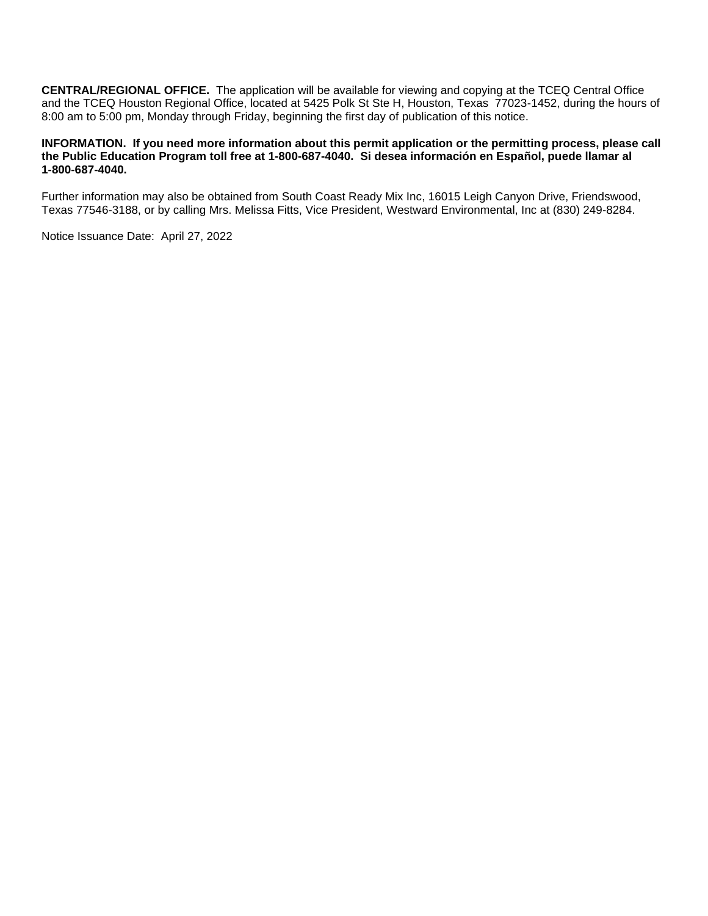**CENTRAL/REGIONAL OFFICE.** The application will be available for viewing and copying at the TCEQ Central Office and the TCEQ Houston Regional Office, located at 5425 Polk St Ste H, Houston, Texas 77023-1452, during the hours of 8:00 am to 5:00 pm, Monday through Friday, beginning the first day of publication of this notice.

**INFORMATION. If you need more information about this permit application or the permitting process, please call the Public Education Program toll free at 1-800-687-4040. Si desea información en Español, puede llamar al 1-800-687-4040.**

Further information may also be obtained from South Coast Ready Mix Inc, 16015 Leigh Canyon Drive, Friendswood, Texas 77546-3188, or by calling Mrs. Melissa Fitts, Vice President, Westward Environmental, Inc at (830) 249-8284.

Notice Issuance Date: April 27, 2022